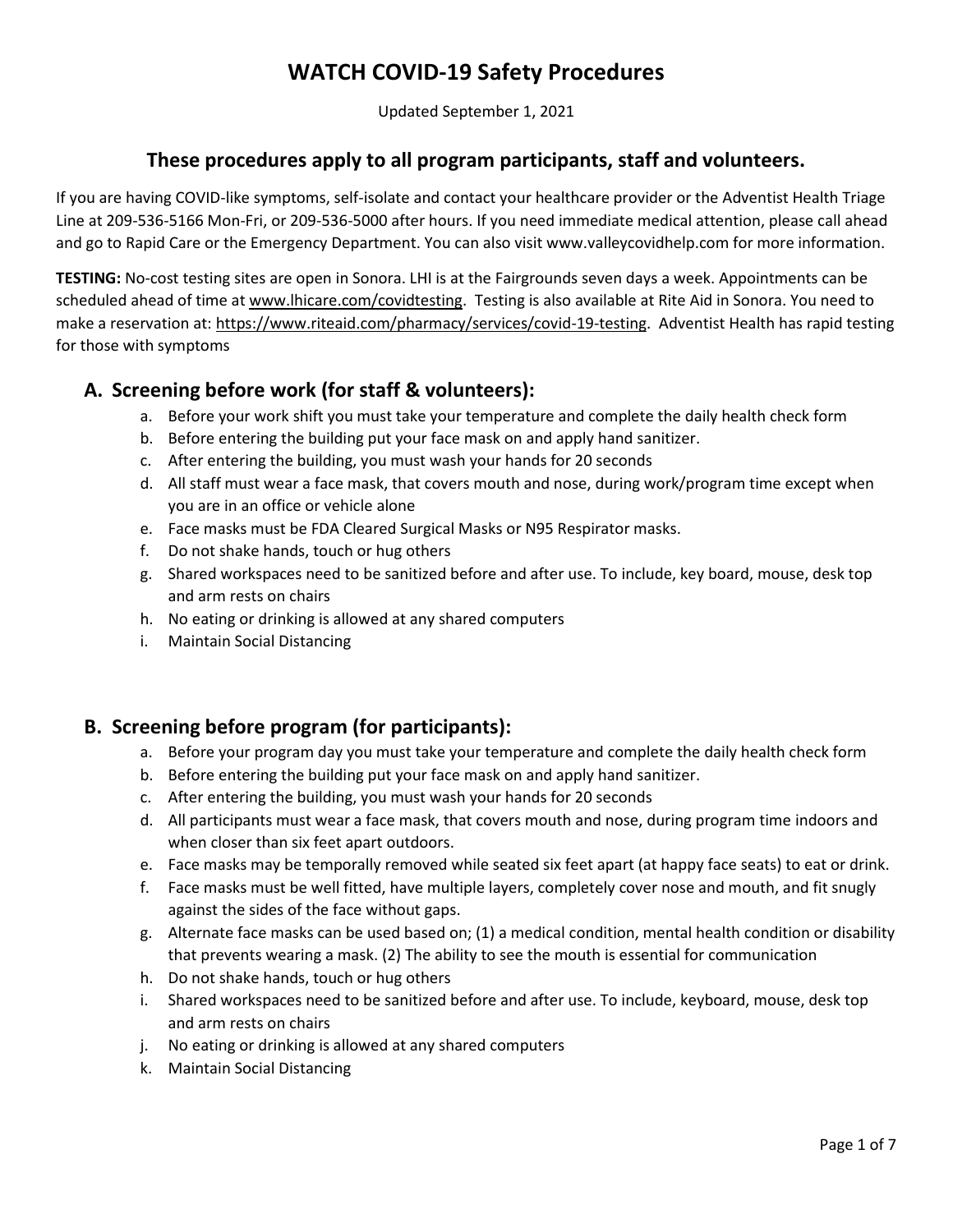# WATCH COVID-19 Safety Procedures

Updated September 1, 2021

## These procedures apply to all program participants, staff and volunteers.

If you are having COVID-like symptoms, self-isolate and contact your healthcare provider or the Adventist Health Triage Line at 209-536-5166 Mon-Fri, or 209-536-5000 after hours. If you need immediate medical attention, please call ahead and go to Rapid Care or the Emergency Department. You can also visit www.valleycovidhelp.com for more information.

**TESTING:** No-cost testing sites are open in Sonora. LHI is at the Fairgrounds seven days a week. Appointments can be scheduled ahead of time at www.lhicare.com/covidtesting. Testing is also available at Rite Aid in Sonora. You need to make a reservation at: https://www.riteaid.com/pharmacy/services/covid-19-testing. Adventist Health has rapid testing for those with symptoms

### A. Screening before work (for staff & volunteers):

a. Before your work shift you must take your temperature and complete the daily health check form
b. Before entering the building put your face mask on and apply hand sanitizer.
c. After entering the building, you must wash your hands for 20 seconds
d. All staff must wear a face mask, that covers mouth and nose, during work/program time except when you are in an office or vehicle alone
e. Face masks must be FDA Cleared Surgical Masks or N95 Respirator masks.
f. Do not shake hands, touch or hug others
g. Shared workspaces need to be sanitized before and after use. To include, key board, mouse, desk top and arm rests on chairs
h. No eating or drinking is allowed at any shared computers
i. Maintain Social Distancing

### B. Screening before program (for participants):

a. Before your program day you must take your temperature and complete the daily health check form
b. Before entering the building put your face mask on and apply hand sanitizer.
c. After entering the building, you must wash your hands for 20 seconds
d. All participants must wear a face mask, that covers mouth and nose, during program time indoors and when closer than six feet apart outdoors.
e. Face masks may be temporally removed while seated six feet apart (at happy face seats) to eat or drink.
f. Face masks must be well fitted, have multiple layers, completely cover nose and mouth, and fit snugly against the sides of the face without gaps.
g. Alternate face masks can be used based on; (1) a medical condition, mental health condition or disability that prevents wearing a mask. (2) The ability to see the mouth is essential for communication
h. Do not shake hands, touch or hug others
i. Shared workspaces need to be sanitized before and after use. To include, keyboard, mouse, desk top and arm rests on chairs
j. No eating or drinking is allowed at any shared computers
k. Maintain Social Distancing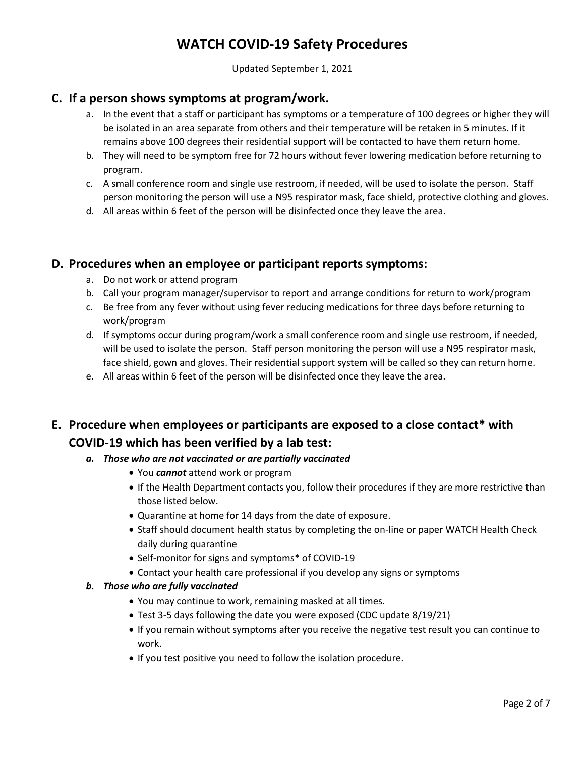# WATCH COVID-19 Safety Procedures

Updated September 1, 2021

## C. If a person shows symptoms at program/work.

a. In the event that a staff or participant has symptoms or a temperature of 100 degrees or higher they will be isolated in an area separate from others and their temperature will be retaken in 5 minutes. If it remains above 100 degrees their residential support will be contacted to have them return home.
b. They will need to be symptom free for 72 hours without fever lowering medication before returning to program.
c. A small conference room and single use restroom, if needed, will be used to isolate the person. Staff person monitoring the person will use a N95 respirator mask, face shield, protective clothing and gloves.
d. All areas within 6 feet of the person will be disinfected once they leave the area.

## D. Procedures when an employee or participant reports symptoms:

a. Do not work or attend program
b. Call your program manager/supervisor to report and arrange conditions for return to work/program
c. Be free from any fever without using fever reducing medications for three days before returning to work/program
d. If symptoms occur during program/work a small conference room and single use restroom, if needed, will be used to isolate the person. Staff person monitoring the person will use a N95 respirator mask, face shield, gown and gloves. Their residential support system will be called so they can return home.
e. All areas within 6 feet of the person will be disinfected once they leave the area.

## E. Procedure when employees or participants are exposed to a close contact* with COVID-19 which has been verified by a lab test:

***a. Those who are not vaccinated or are partially vaccinated***

- You ***cannot*** attend work or program
- If the Health Department contacts you, follow their procedures if they are more restrictive than those listed below.
- Quarantine at home for 14 days from the date of exposure.
- Staff should document health status by completing the on-line or paper WATCH Health Check daily during quarantine
- Self-monitor for signs and symptoms* of COVID-19
- Contact your health care professional if you develop any signs or symptoms

***b. Those who are fully vaccinated***

- You may continue to work, remaining masked at all times.
- Test 3-5 days following the date you were exposed (CDC update 8/19/21)
- If you remain without symptoms after you receive the negative test result you can continue to work.
- If you test positive you need to follow the isolation procedure.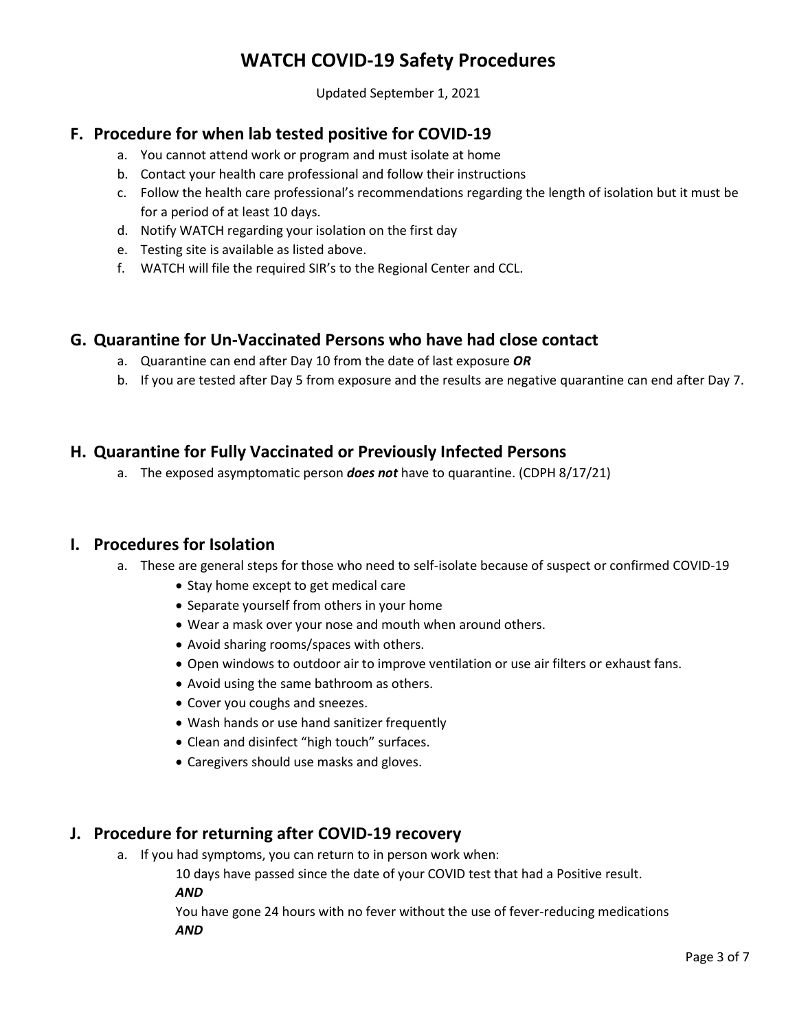# WATCH COVID-19 Safety Procedures

Updated September 1, 2021

## F. Procedure for when lab tested positive for COVID-19

a. You cannot attend work or program and must isolate at home
b. Contact your health care professional and follow their instructions
c. Follow the health care professional's recommendations regarding the length of isolation but it must be for a period of at least 10 days.
d. Notify WATCH regarding your isolation on the first day
e. Testing site is available as listed above.
f. WATCH will file the required SIR's to the Regional Center and CCL.

## G. Quarantine for Un-Vaccinated Persons who have had close contact

a. Quarantine can end after Day 10 from the date of last exposure ***OR***
b. If you are tested after Day 5 from exposure and the results are negative quarantine can end after Day 7.

## H. Quarantine for Fully Vaccinated or Previously Infected Persons

a. The exposed asymptomatic person ***does not*** have to quarantine. (CDPH 8/17/21)

## I. Procedures for Isolation

a. These are general steps for those who need to self-isolate because of suspect or confirmed COVID-19
   - Stay home except to get medical care
   - Separate yourself from others in your home
   - Wear a mask over your nose and mouth when around others.
   - Avoid sharing rooms/spaces with others.
   - Open windows to outdoor air to improve ventilation or use air filters or exhaust fans.
   - Avoid using the same bathroom as others.
   - Cover you coughs and sneezes.
   - Wash hands or use hand sanitizer frequently
   - Clean and disinfect "high touch" surfaces.
   - Caregivers should use masks and gloves.

## J. Procedure for returning after COVID-19 recovery

a. If you had symptoms, you can return to in person work when:

   10 days have passed since the date of your COVID test that had a Positive result.

   ***AND***

   You have gone 24 hours with no fever without the use of fever-reducing medications

   ***AND***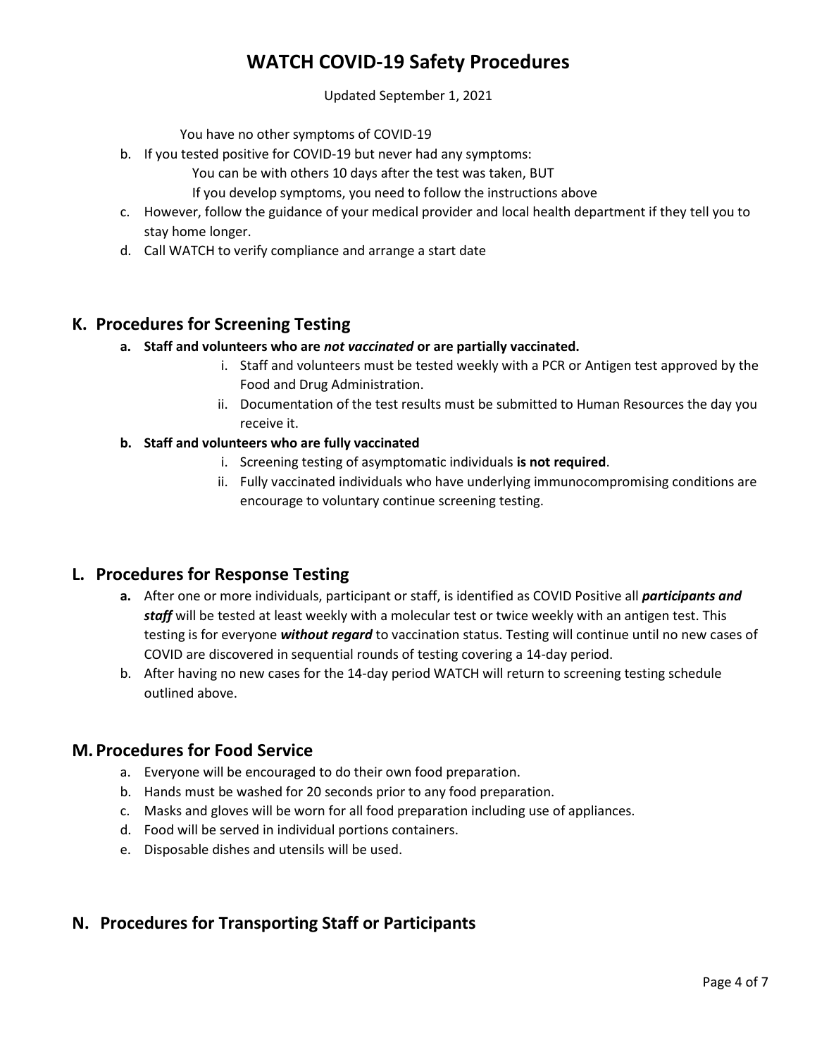You have no other symptoms of COVID-19

b. If you tested positive for COVID-19 but never had any symptoms:
   - You can be with others 10 days after the test was taken, BUT
   - If you develop symptoms, you need to follow the instructions above
c. However, follow the guidance of your medical provider and local health department if they tell you to stay home longer.
d. Call WATCH to verify compliance and arrange a start date

## K. Procedures for Screening Testing

**a. Staff and volunteers who are *not vaccinated* or are partially vaccinated.**

   i. Staff and volunteers must be tested weekly with a PCR or Antigen test approved by the Food and Drug Administration.
   ii. Documentation of the test results must be submitted to Human Resources the day you receive it.

**b. Staff and volunteers who are fully vaccinated**

   i. Screening testing of asymptomatic individuals **is not required**.
   ii. Fully vaccinated individuals who have underlying immunocompromising conditions are encourage to voluntary continue screening testing.

## L. Procedures for Response Testing

**a.** After one or more individuals, participant or staff, is identified as COVID Positive all ***participants and staff*** will be tested at least weekly with a molecular test or twice weekly with an antigen test. This testing is for everyone ***without regard*** to vaccination status. Testing will continue until no new cases of COVID are discovered in sequential rounds of testing covering a 14-day period.

b. After having no new cases for the 14-day period WATCH will return to screening testing schedule outlined above.

## M. Procedures for Food Service

a. Everyone will be encouraged to do their own food preparation.
b. Hands must be washed for 20 seconds prior to any food preparation.
c. Masks and gloves will be worn for all food preparation including use of appliances.
d. Food will be served in individual portions containers.
e. Disposable dishes and utensils will be used.

## N. Procedures for Transporting Staff or Participants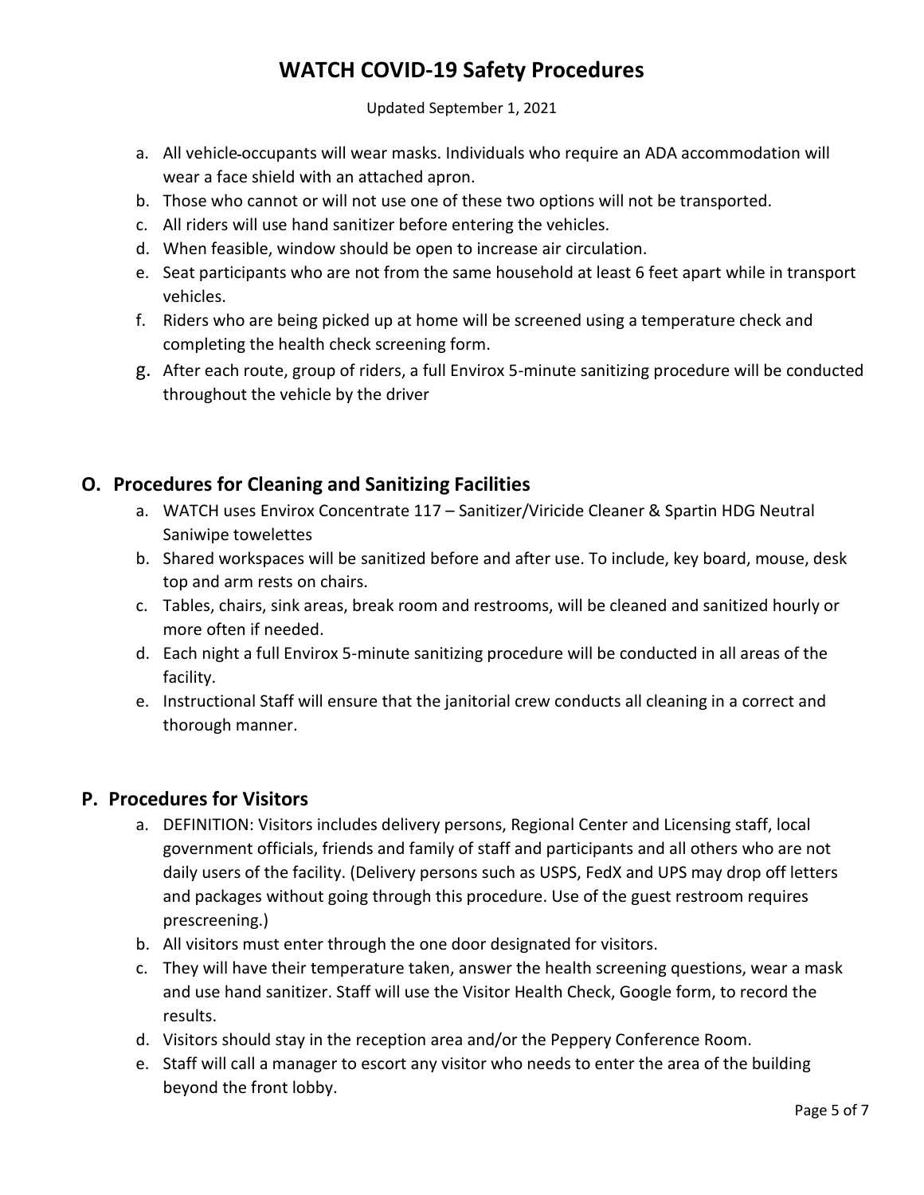- a. All vehicle occupants will wear masks. Individuals who require an ADA accommodation will wear a face shield with an attached apron.
- b. Those who cannot or will not use one of these two options will not be transported.
- c. All riders will use hand sanitizer before entering the vehicles.
- d. When feasible, window should be open to increase air circulation.
- e. Seat participants who are not from the same household at least 6 feet apart while in transport vehicles.
- f. Riders who are being picked up at home will be screened using a temperature check and completing the health check screening form.
- g. After each route, group of riders, a full Envirox 5-minute sanitizing procedure will be conducted throughout the vehicle by the driver

## O. Procedures for Cleaning and Sanitizing Facilities

- a. WATCH uses Envirox Concentrate 117 – Sanitizer/Viricide Cleaner & Spartin HDG Neutral Saniwipe towelettes
- b. Shared workspaces will be sanitized before and after use. To include, key board, mouse, desk top and arm rests on chairs.
- c. Tables, chairs, sink areas, break room and restrooms, will be cleaned and sanitized hourly or more often if needed.
- d. Each night a full Envirox 5-minute sanitizing procedure will be conducted in all areas of the facility.
- e. Instructional Staff will ensure that the janitorial crew conducts all cleaning in a correct and thorough manner.

## P. Procedures for Visitors

- a. DEFINITION: Visitors includes delivery persons, Regional Center and Licensing staff, local government officials, friends and family of staff and participants and all others who are not daily users of the facility. (Delivery persons such as USPS, FedX and UPS may drop off letters and packages without going through this procedure. Use of the guest restroom requires prescreening.)
- b. All visitors must enter through the one door designated for visitors.
- c. They will have their temperature taken, answer the health screening questions, wear a mask and use hand sanitizer. Staff will use the Visitor Health Check, Google form, to record the results.
- d. Visitors should stay in the reception area and/or the Peppery Conference Room.
- e. Staff will call a manager to escort any visitor who needs to enter the area of the building beyond the front lobby.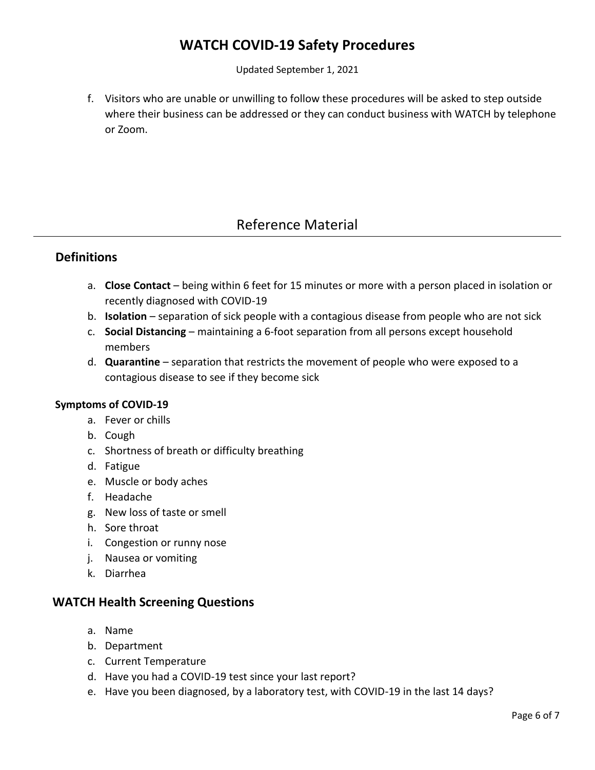f. Visitors who are unable or unwilling to follow these procedures will be asked to step outside where their business can be addressed or they can conduct business with WATCH by telephone or Zoom.

# Reference Material

## Definitions

a. **Close Contact** – being within 6 feet for 15 minutes or more with a person placed in isolation or recently diagnosed with COVID-19
b. **Isolation** – separation of sick people with a contagious disease from people who are not sick
c. **Social Distancing** – maintaining a 6-foot separation from all persons except household members
d. **Quarantine** – separation that restricts the movement of people who were exposed to a contagious disease to see if they become sick

### Symptoms of COVID-19

a. Fever or chills
b. Cough
c. Shortness of breath or difficulty breathing
d. Fatigue
e. Muscle or body aches
f. Headache
g. New loss of taste or smell
h. Sore throat
i. Congestion or runny nose
j. Nausea or vomiting
k. Diarrhea

## WATCH Health Screening Questions

a. Name
b. Department
c. Current Temperature
d. Have you had a COVID-19 test since your last report?
e. Have you been diagnosed, by a laboratory test, with COVID-19 in the last 14 days?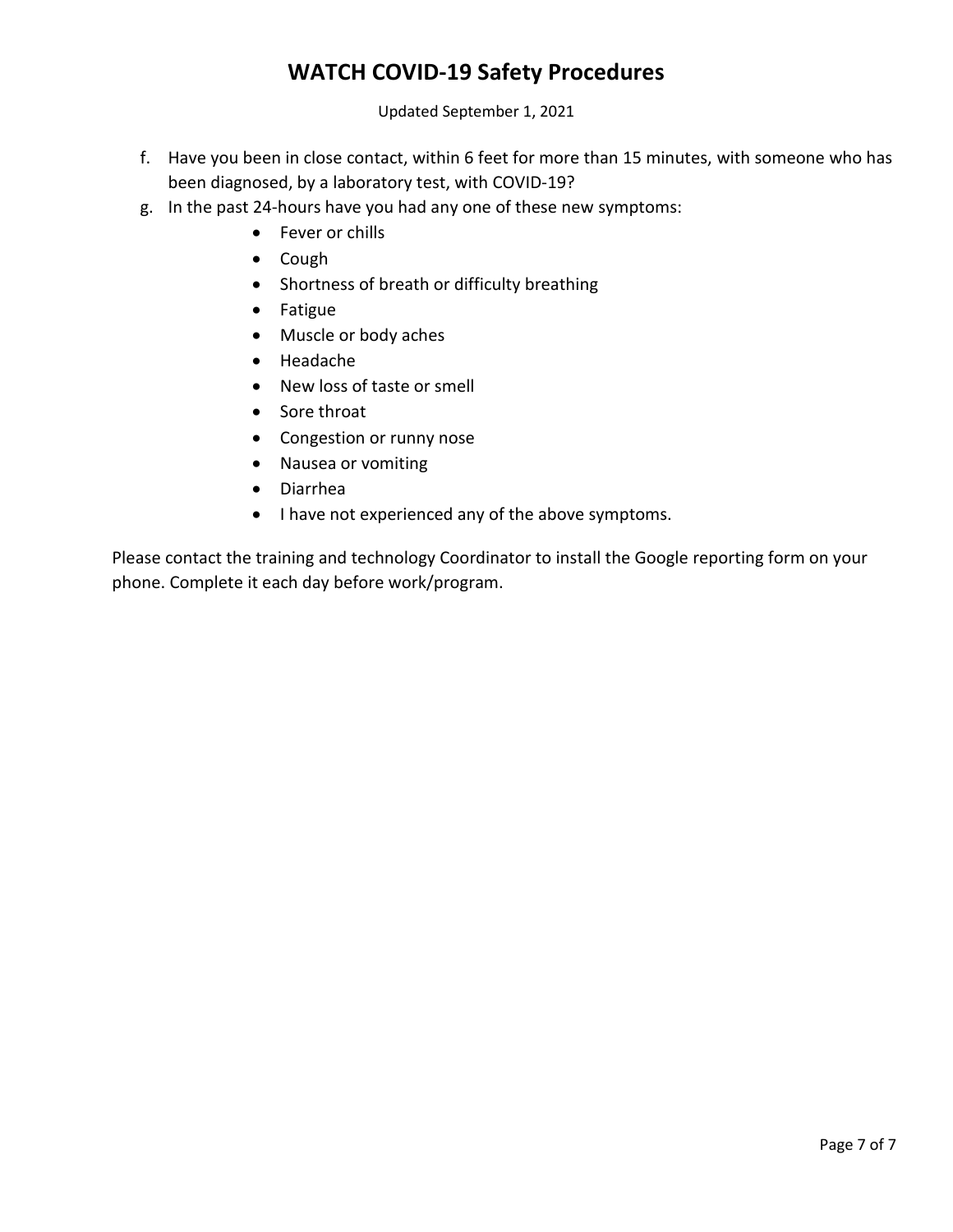f. Have you been in close contact, within 6 feet for more than 15 minutes, with someone who has been diagnosed, by a laboratory test, with COVID-19?

g. In the past 24-hours have you had any one of these new symptoms:
   - Fever or chills
   - Cough
   - Shortness of breath or difficulty breathing
   - Fatigue
   - Muscle or body aches
   - Headache
   - New loss of taste or smell
   - Sore throat
   - Congestion or runny nose
   - Nausea or vomiting
   - Diarrhea
   - I have not experienced any of the above symptoms.

Please contact the training and technology Coordinator to install the Google reporting form on your phone. Complete it each day before work/program.